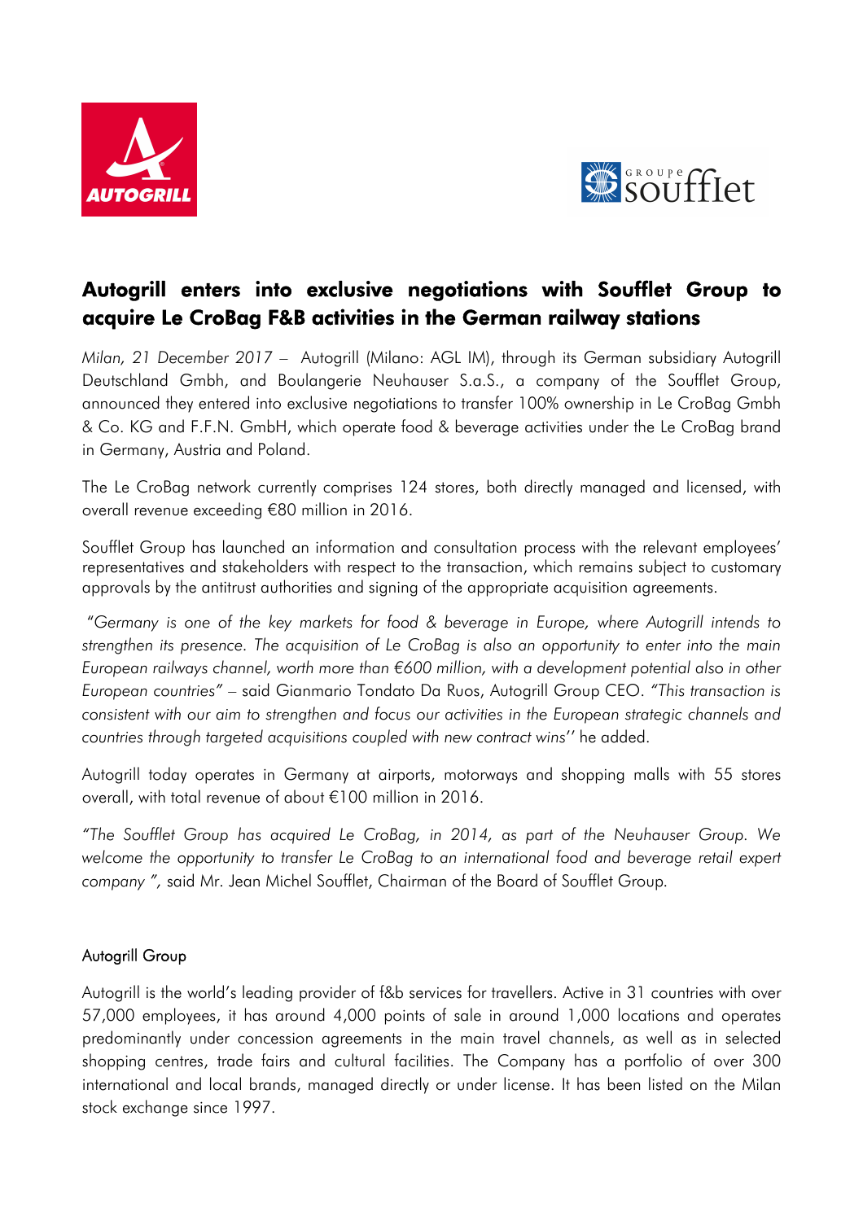# Autogrill enters into exclusive negotiations with Soufflet Group to acquire Le CroBag F&B activities in the German railway stations

*Milan, 21 December 2017 –* Autogrill (Milano: AGL IM), through its German subsidiary Autogrill Deutschland Gmbh, and Boulangerie Neuhauser S.a.S., a company of the Soufflet Group, announced they entered into exclusive negotiations to transfer 100% ownership in Le CroBag Gmbh & Co. KG and F.F.N. GmbH, which operate food & beverage activities under the Le CroBag brand in Germany, Austria and Poland.

The Le CroBag network currently comprises 124 stores, both directly managed and licensed, with overall revenue exceeding €80 million in 2016.

Soufflet Group has launched an information and consultation process with the relevant employees' representatives and stakeholders with respect to the transaction, which remains subject to customary approvals by the antitrust authorities and signing of the appropriate acquisition agreements.

*"Germany is one of the key markets for food & beverage in Europe, where Autogrill intends to strengthen its presence. The acquisition of Le CroBag is also an opportunity to enter into the main European railways channel, worth more than €600 million, with a development potential also in other European countries"* – said Gianmario Tondato Da Ruos, Autogrill Group CEO. *"This transaction is consistent with our aim to strengthen and focus our activities in the European strategic channels and countries through targeted acquisitions coupled with new contract wins''* he added.

Autogrill today operates in Germany at airports, motorways and shopping malls with 55 stores overall, with total revenue of about €100 million in 2016.

*"The Soufflet Group has acquired Le CroBag, in 2014, as part of the Neuhauser Group. We welcome the opportunity to transfer Le CroBag to an international food and beverage retail expert company ",* said Mr. Jean Michel Soufflet, Chairman of the Board of Soufflet Group.

## Autogrill Group

Autogrill is the world's leading provider of f&b services for travellers. Active in 31 countries with over 57,000 employees, it has around 4,000 points of sale in around 1,000 locations and operates predominantly under concession agreements in the main travel channels, as well as in selected shopping centres, trade fairs and cultural facilities. The Company has a portfolio of over 300 international and local brands, managed directly or under license. It has been listed on the Milan stock exchange since 1997.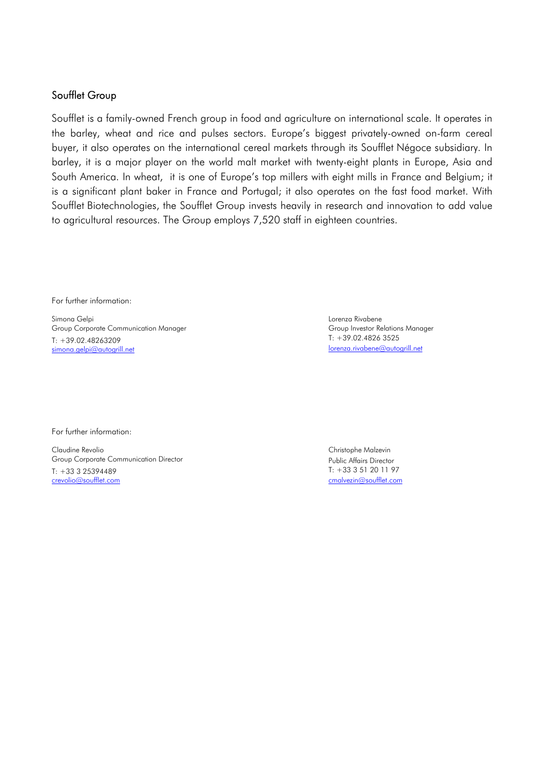## Soufflet Group

Soufflet is a family-owned French group in food and agriculture on international scale. It operates in the barley, wheat and rice and pulses sectors. Europe's biggest privately-owned on-farm cereal buyer, it also operates on the international cereal markets through its Soufflet Négoce subsidiary. In barley, it is a major player on the world malt market with twenty-eight plants in Europe, Asia and South America. In wheat, it is one of Europe's top millers with eight mills in France and Belgium; it is a significant plant baker in France and Portugal; it also operates on the fast food market. With Soufflet Biotechnologies, the Soufflet Group invests heavily in research and innovation to add value to agricultural resources. The Group employs 7,520 staff in eighteen countries.

For further information:

Simona Gelpi
Group Corporate Communication Manager
T: +39.02.48263209
simona.gelpi@autogrill.net

Lorenza Rivabene
Group Investor Relations Manager
T: +39.02.4826 3525
lorenza.rivabene@autogrill.net

For further information:

Claudine Revolio
Group Corporate Communication Director
T: +33 3 25394489
crevolio@soufflet.com

Christophe Malzevin
Public Affairs Director
T: +33 3 51 20 11 97
cmalvezin@soufflet.com